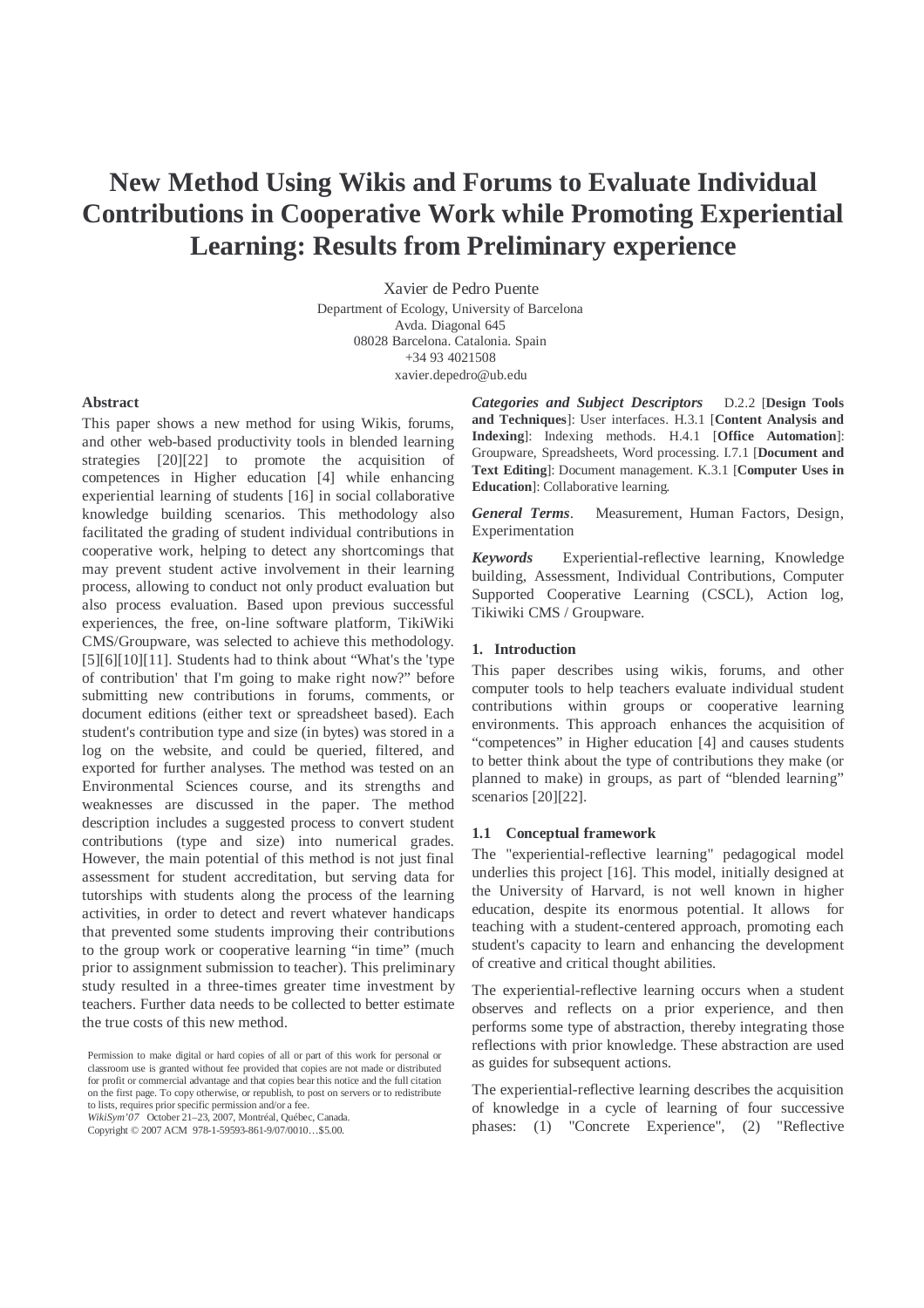# New Method Using Wikis and Forums to Evaluate Individual Contributions in Cooperative Work while Promoting Experiential Learning: Results from Preliminary experience

Xavier de Pedro Puente
Department of Ecology, University of Barcelona
Avda. Diagonal 645
08028 Barcelona. Catalonia. Spain
+34 93 4021508
xavier.depedro@ub.edu

### Abstract

This paper shows a new method for using Wikis, forums, and other web-based productivity tools in blended learning strategies [20][22] to promote the acquisition of competences in Higher education [4] while enhancing experiential learning of students [16] in social collaborative knowledge building scenarios. This methodology also facilitated the grading of student individual contributions in cooperative work, helping to detect any shortcomings that may prevent student active involvement in their learning process, allowing to conduct not only product evaluation but also process evaluation. Based upon previous successful experiences, the free, on-line software platform, TikiWiki CMS/Groupware, was selected to achieve this methodology. [5][6][10][11]. Students had to think about "What's the 'type of contribution' that I'm going to make right now?" before submitting new contributions in forums, comments, or document editions (either text or spreadsheet based). Each student's contribution type and size (in bytes) was stored in a log on the website, and could be queried, filtered, and exported for further analyses. The method was tested on an Environmental Sciences course, and its strengths and weaknesses are discussed in the paper. The method description includes a suggested process to convert student contributions (type and size) into numerical grades. However, the main potential of this method is not just final assessment for student accreditation, but serving data for tutorships with students along the process of the learning activities, in order to detect and revert whatever handicaps that prevented some students improving their contributions to the group work or cooperative learning "in time" (much prior to assignment submission to teacher). This preliminary study resulted in a three-times greater time investment by teachers. Further data needs to be collected to better estimate the true costs of this new method.

Permission to make digital or hard copies of all or part of this work for personal or classroom use is granted without fee provided that copies are not made or distributed for profit or commercial advantage and that copies bear this notice and the full citation on the first page. To copy otherwise, or republish, to post on servers or to redistribute to lists, requires prior specific permission and/or a fee.
*WikiSym'07* October 21–23, 2007, Montréal, Québec, Canada.
Copyright © 2007 ACM 978-1-59593-861-9/07/0010…$5.00.

***Categories and Subject Descriptors*** D.2.2 [**Design Tools and Techniques**]: User interfaces. H.3.1 [**Content Analysis and Indexing**]: Indexing methods. H.4.1 [**Office Automation**]: Groupware, Spreadsheets, Word processing. I.7.1 [**Document and Text Editing**]: Document management. K.3.1 [**Computer Uses in Education**]: Collaborative learning.

***General Terms***. Measurement, Human Factors, Design, Experimentation

***Keywords*** Experiential-reflective learning, Knowledge building, Assessment, Individual Contributions, Computer Supported Cooperative Learning (CSCL), Action log, Tikiwiki CMS / Groupware.

### 1. Introduction

This paper describes using wikis, forums, and other computer tools to help teachers evaluate individual student contributions within groups or cooperative learning environments. This approach enhances the acquisition of "competences" in Higher education [4] and causes students to better think about the type of contributions they make (or planned to make) in groups, as part of "blended learning" scenarios [20][22].

#### 1.1 Conceptual framework

The "experiential-reflective learning" pedagogical model underlies this project [16]. This model, initially designed at the University of Harvard, is not well known in higher education, despite its enormous potential. It allows for teaching with a student-centered approach, promoting each student's capacity to learn and enhancing the development of creative and critical thought abilities.

The experiential-reflective learning occurs when a student observes and reflects on a prior experience, and then performs some type of abstraction, thereby integrating those reflections with prior knowledge. These abstraction are used as guides for subsequent actions.

The experiential-reflective learning describes the acquisition of knowledge in a cycle of learning of four successive phases: (1) "Concrete Experience", (2) "Reflective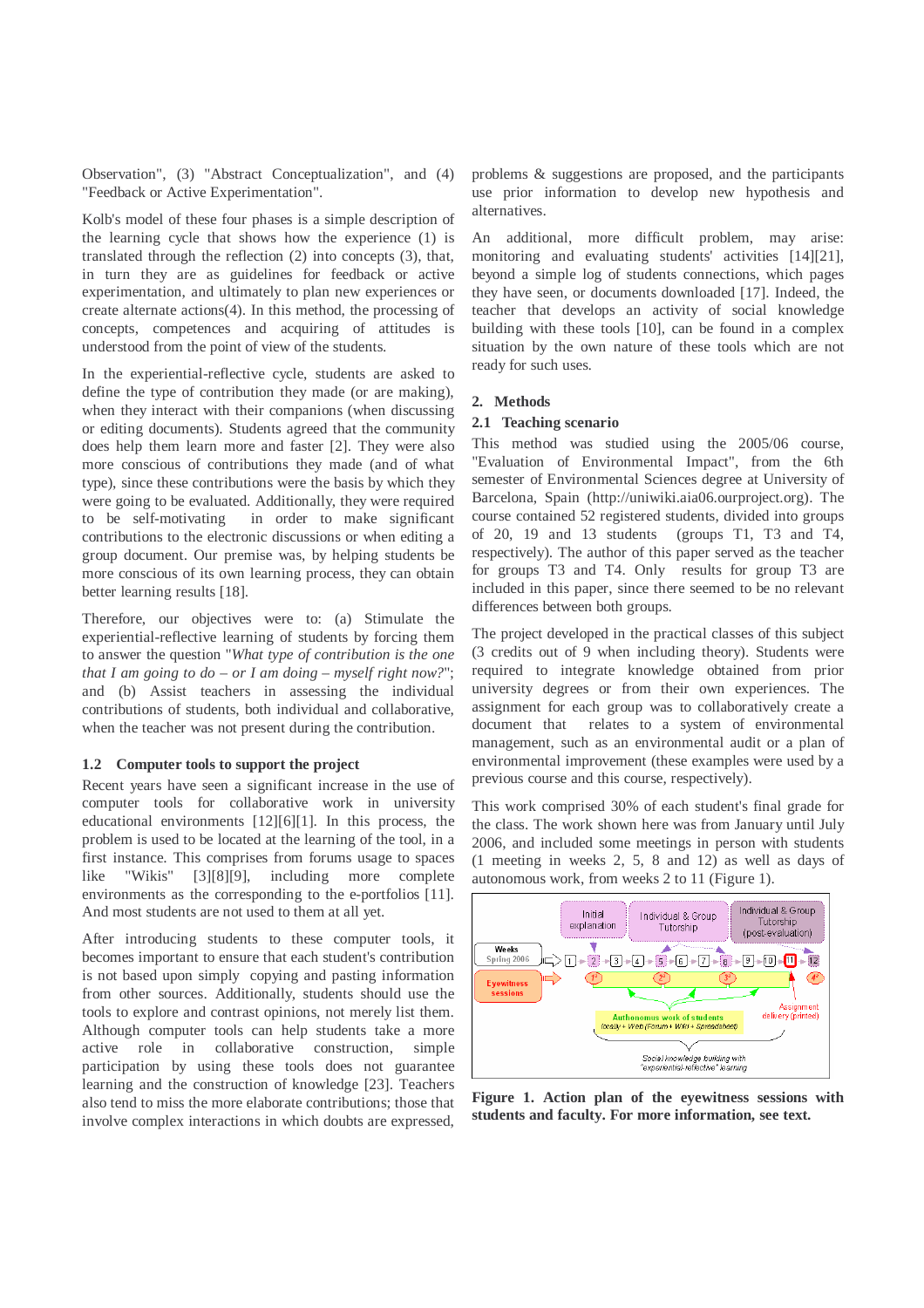Observation", (3) "Abstract Conceptualization", and (4) "Feedback or Active Experimentation".

Kolb's model of these four phases is a simple description of the learning cycle that shows how the experience (1) is translated through the reflection (2) into concepts (3), that, in turn they are as guidelines for feedback or active experimentation, and ultimately to plan new experiences or create alternate actions(4). In this method, the processing of concepts, competences and acquiring of attitudes is understood from the point of view of the students.

In the experiential-reflective cycle, students are asked to define the type of contribution they made (or are making), when they interact with their companions (when discussing or editing documents). Students agreed that the community does help them learn more and faster [2]. They were also more conscious of contributions they made (and of what type), since these contributions were the basis by which they were going to be evaluated. Additionally, they were required to be self-motivating in order to make significant contributions to the electronic discussions or when editing a group document. Our premise was, by helping students be more conscious of its own learning process, they can obtain better learning results [18].

Therefore, our objectives were to: (a) Stimulate the experiential-reflective learning of students by forcing them to answer the question "*What type of contribution is the one that I am going to do – or I am doing – myself right now?*"; and (b) Assist teachers in assessing the individual contributions of students, both individual and collaborative, when the teacher was not present during the contribution.

### 1.2 Computer tools to support the project

Recent years have seen a significant increase in the use of computer tools for collaborative work in university educational environments [12][6][1]. In this process, the problem is used to be located at the learning of the tool, in a first instance. This comprises from forums usage to spaces like "Wikis" [3][8][9], including more complete environments as the corresponding to the e-portfolios [11]. And most students are not used to them at all yet.

After introducing students to these computer tools, it becomes important to ensure that each student's contribution is not based upon simply copying and pasting information from other sources. Additionally, students should use the tools to explore and contrast opinions, not merely list them. Although computer tools can help students take a more active role in collaborative construction, simple participation by using these tools does not guarantee learning and the construction of knowledge [23]. Teachers also tend to miss the more elaborate contributions; those that involve complex interactions in which doubts are expressed, problems & suggestions are proposed, and the participants use prior information to develop new hypothesis and alternatives.

An additional, more difficult problem, may arise: monitoring and evaluating students' activities [14][21], beyond a simple log of students connections, which pages they have seen, or documents downloaded [17]. Indeed, the teacher that develops an activity of social knowledge building with these tools [10], can be found in a complex situation by the own nature of these tools which are not ready for such uses.

## 2. Methods

### 2.1 Teaching scenario

This method was studied using the 2005/06 course, "Evaluation of Environmental Impact", from the 6th semester of Environmental Sciences degree at University of Barcelona, Spain (http://uniwiki.aia06.ourproject.org). The course contained 52 registered students, divided into groups of 20, 19 and 13 students (groups T1, T3 and T4, respectively). The author of this paper served as the teacher for groups T3 and T4. Only results for group T3 are included in this paper, since there seemed to be no relevant differences between both groups.

The project developed in the practical classes of this subject (3 credits out of 9 when including theory). Students were required to integrate knowledge obtained from prior university degrees or from their own experiences. The assignment for each group was to collaboratively create a document that relates to a system of environmental management, such as an environmental audit or a plan of environmental improvement (these examples were used by a previous course and this course, respectively).

This work comprised 30% of each student's final grade for the class. The work shown here was from January until July 2006, and included some meetings in person with students (1 meeting in weeks 2, 5, 8 and 12) as well as days of autonomous work, from weeks 2 to 11 (Figure 1).

**Figure 1. Action plan of the eyewitness sessions with students and faculty. For more information, see text.**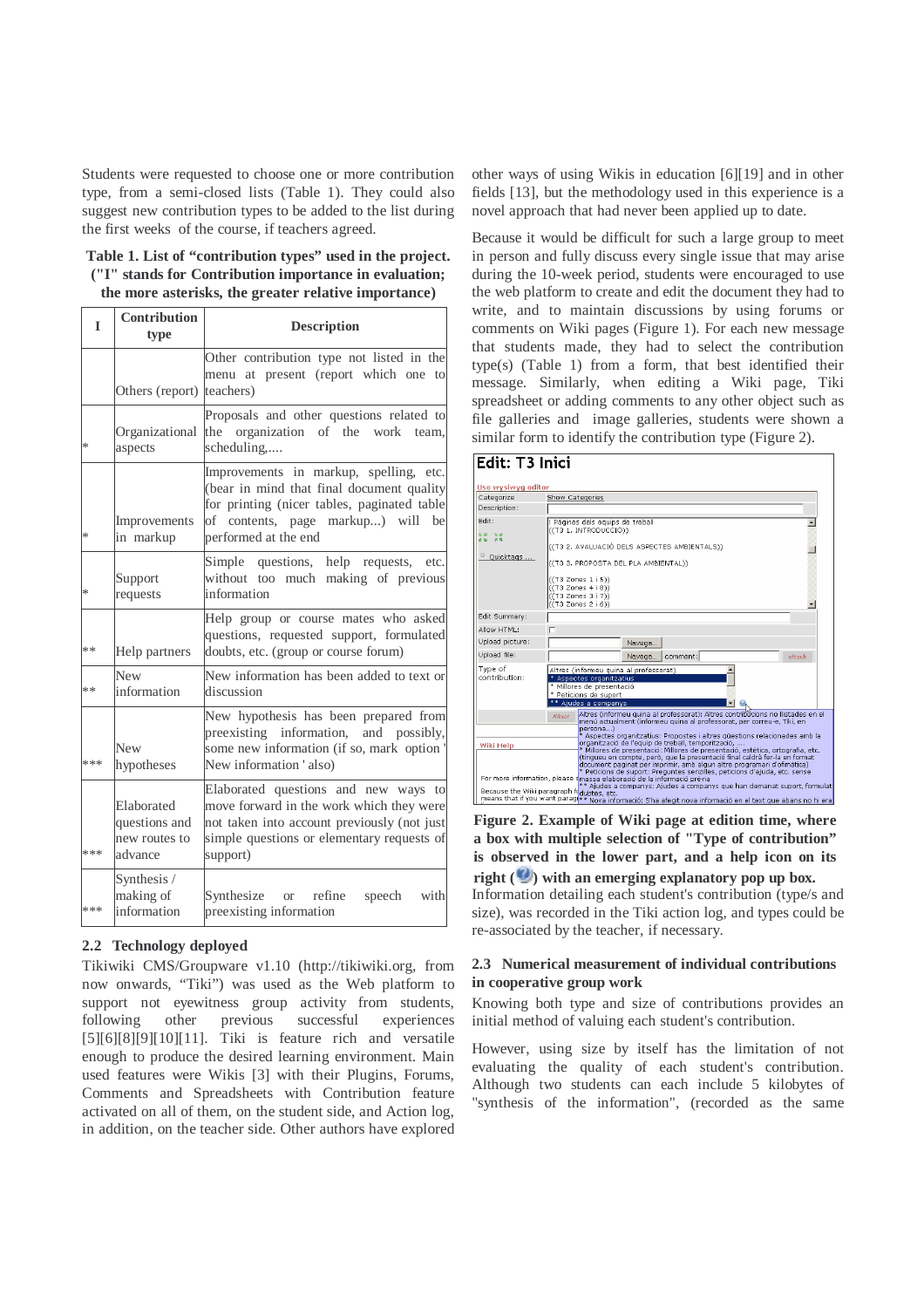Students were requested to choose one or more contribution type, from a semi-closed lists (Table 1). They could also suggest new contribution types to be added to the list during the first weeks of the course, if teachers agreed.

**Table 1. List of "contribution types" used in the project. ("I" stands for Contribution importance in evaluation; the more asterisks, the greater relative importance)**

| I | Contribution type | Description |
|---|---|---|
| | Others (report) | Other contribution type not listed in the menu at present (report which one to teachers) |
| * | Organizational aspects | Proposals and other questions related to the organization of the work team, scheduling,.... |
| * | Improvements in markup | Improvements in markup, spelling, etc. (bear in mind that final document quality for printing (nicer tables, paginated table of contents, page markup...) will be performed at the end |
| * | Support requests | Simple questions, help requests, etc. without too much making of previous information |
| ** | Help partners | Help group or course mates who asked questions, requested support, formulated doubts, etc. (group or course forum) |
| ** | New information | New information has been added to text or discussion |
| *** | New hypotheses | New hypothesis has been prepared from preexisting information, and possibly, some new information (if so, mark option ' New information ' also) |
| *** | Elaborated questions and new routes to advance | Elaborated questions and new ways to move forward in the work which they were not taken into account previously (not just simple questions or elementary requests of support) |
| *** | Synthesis / making of information | Synthesize or refine speech with preexisting information |

### 2.2 Technology deployed

Tikiwiki CMS/Groupware v1.10 (http://tikiwiki.org, from now onwards, "Tiki") was used as the Web platform to support not eyewitness group activity from students, following other previous successful experiences [5][6][8][9][10][11]. Tiki is feature rich and versatile enough to produce the desired learning environment. Main used features were Wikis [3] with their Plugins, Forums, Comments and Spreadsheets with Contribution feature activated on all of them, on the student side, and Action log, in addition, on the teacher side. Other authors have explored other ways of using Wikis in education [6][19] and in other fields [13], but the methodology used in this experience is a novel approach that had never been applied up to date.

Because it would be difficult for such a large group to meet in person and fully discuss every single issue that may arise during the 10-week period, students were encouraged to use the web platform to create and edit the document they had to write, and to maintain discussions by using forums or comments on Wiki pages (Figure 1). For each new message that students made, they had to select the contribution type(s) (Table 1) from a form, that best identified their message. Similarly, when editing a Wiki page, Tiki spreadsheet or adding comments to any other object such as file galleries and image galleries, students were shown a similar form to identify the contribution type (Figure 2).

**Figure 2. Example of Wiki page at edition time, where a box with multiple selection of "Type of contribution" is observed in the lower part, and a help icon on its right ( ) with an emerging explanatory pop up box.**

Information detailing each student's contribution (type/s and size), was recorded in the Tiki action log, and types could be re-associated by the teacher, if necessary.

### 2.3 Numerical measurement of individual contributions in cooperative group work

Knowing both type and size of contributions provides an initial method of valuing each student's contribution.

However, using size by itself has the limitation of not evaluating the quality of each student's contribution. Although two students can each include 5 kilobytes of "synthesis of the information", (recorded as the same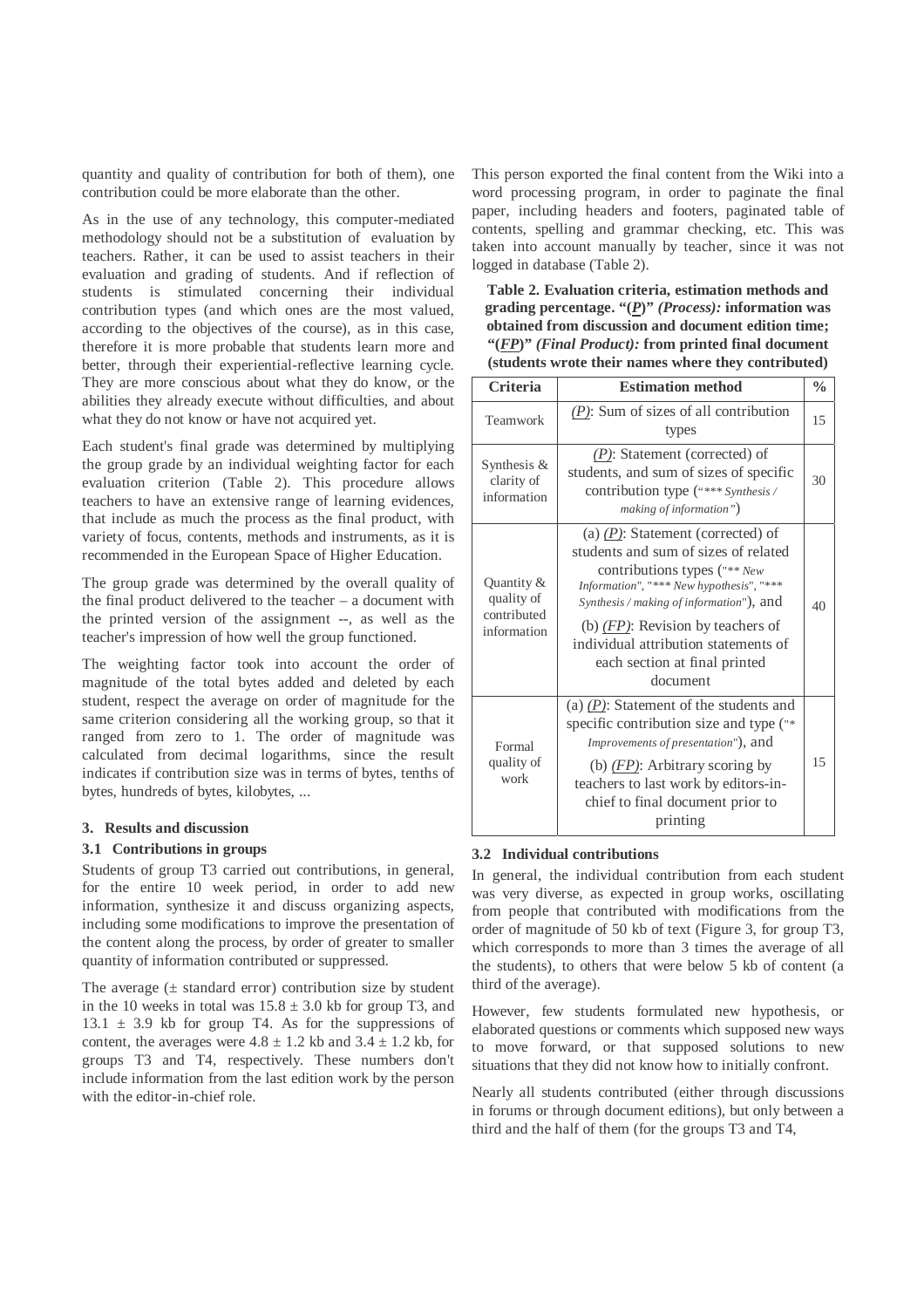quantity and quality of contribution for both of them), one contribution could be more elaborate than the other.

As in the use of any technology, this computer-mediated methodology should not be a substitution of evaluation by teachers. Rather, it can be used to assist teachers in their evaluation and grading of students. And if reflection of students is stimulated concerning their individual contribution types (and which ones are the most valued, according to the objectives of the course), as in this case, therefore it is more probable that students learn more and better, through their experiential-reflective learning cycle. They are more conscious about what they do know, or the abilities they already execute without difficulties, and about what they do not know or have not acquired yet.

Each student's final grade was determined by multiplying the group grade by an individual weighting factor for each evaluation criterion (Table 2). This procedure allows teachers to have an extensive range of learning evidences, that include as much the process as the final product, with variety of focus, contents, methods and instruments, as it is recommended in the European Space of Higher Education.

The group grade was determined by the overall quality of the final product delivered to the teacher – a document with the printed version of the assignment --, as well as the teacher's impression of how well the group functioned.

The weighting factor took into account the order of magnitude of the total bytes added and deleted by each student, respect the average on order of magnitude for the same criterion considering all the working group, so that it ranged from zero to 1. The order of magnitude was calculated from decimal logarithms, since the result indicates if contribution size was in terms of bytes, tenths of bytes, hundreds of bytes, kilobytes, ...

## 3. Results and discussion

### 3.1 Contributions in groups

Students of group T3 carried out contributions, in general, for the entire 10 week period, in order to add new information, synthesize it and discuss organizing aspects, including some modifications to improve the presentation of the content along the process, by order of greater to smaller quantity of information contributed or suppressed.

The average (± standard error) contribution size by student in the 10 weeks in total was $15.8 \pm 3.0$ kb for group T3, and $13.1 \pm 3.9$ kb for group T4. As for the suppressions of content, the averages were $4.8 \pm 1.2$ kb and $3.4 \pm 1.2$ kb, for groups T3 and T4, respectively. These numbers don't include information from the last edition work by the person with the editor-in-chief role.

This person exported the final content from the Wiki into a word processing program, in order to paginate the final paper, including headers and footers, paginated table of contents, spelling and grammar checking, etc. This was taken into account manually by teacher, since it was not logged in database (Table 2).

**Table 2. Evaluation criteria, estimation methods and grading percentage. "(*P*)" *(Process):* information was obtained from discussion and document edition time; "(*FP*)" *(Final Product):* from printed final document (students wrote their names where they contributed)**

| Criteria | Estimation method | % |
|---|---|---|
| Teamwork | *(P)*: Sum of sizes of all contribution types | 15 |
| Synthesis & clarity of information | *(P)*: Statement (corrected) of students, and sum of sizes of specific contribution type ("*** *Synthesis / making of information*") | 30 |
| Quantity & quality of contributed information | (a) *(P)*: Statement (corrected) of students and sum of sizes of related contributions types ("** *New Information*", "*** *New hypothesis*", "*** *Synthesis / making of information*"), and (b) *(FP)*: Revision by teachers of individual attribution statements of each section at final printed document | 40 |
| Formal quality of work | (a) *(P)*: Statement of the students and specific contribution size and type ("* *Improvements of presentation*"), and (b) *(FP)*: Arbitrary scoring by teachers to last work by editors-in-chief to final document prior to printing | 15 |

### 3.2 Individual contributions

In general, the individual contribution from each student was very diverse, as expected in group works, oscillating from people that contributed with modifications from the order of magnitude of 50 kb of text (Figure 3, for group T3, which corresponds to more than 3 times the average of all the students), to others that were below 5 kb of content (a third of the average).

However, few students formulated new hypothesis, or elaborated questions or comments which supposed new ways to move forward, or that supposed solutions to new situations that they did not know how to initially confront.

Nearly all students contributed (either through discussions in forums or through document editions), but only between a third and the half of them (for the groups T3 and T4,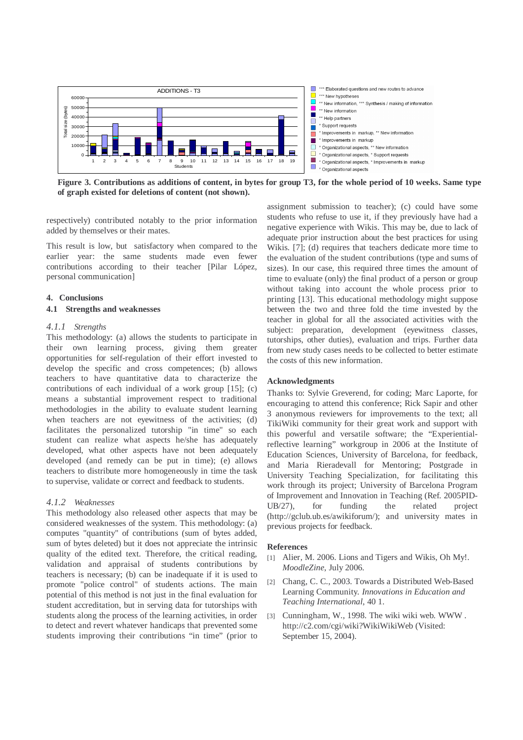**Figure 3. Contributions as additions of content, in bytes for group T3, for the whole period of 10 weeks. Same type of graph existed for deletions of content (not shown).**

respectively) contributed notably to the prior information added by themselves or their mates.

This result is low, but satisfactory when compared to the earlier year: the same students made even fewer contributions according to their teacher [Pilar López, personal communication]

## 4. Conclusions

### 4.1 Strengths and weaknesses

#### *4.1.1 Strengths*

This methodology: (a) allows the students to participate in their own learning process, giving them greater opportunities for self-regulation of their effort invested to develop the specific and cross competences; (b) allows teachers to have quantitative data to characterize the contributions of each individual of a work group [15]; (c) means a substantial improvement respect to traditional methodologies in the ability to evaluate student learning when teachers are not eyewitness of the activities; (d) facilitates the personalized tutorship "in time" so each student can realize what aspects he/she has adequately developed, what other aspects have not been adequately developed (and remedy can be put in time); (e) allows teachers to distribute more homogeneously in time the task to supervise, validate or correct and feedback to students.

#### *4.1.2 Weaknesses*

This methodology also released other aspects that may be considered weaknesses of the system. This methodology: (a) computes "quantity" of contributions (sum of bytes added, sum of bytes deleted) but it does not appreciate the intrinsic quality of the edited text. Therefore, the critical reading, validation and appraisal of students contributions by teachers is necessary; (b) can be inadequate if it is used to promote "police control" of students actions. The main potential of this method is not just in the final evaluation for student accreditation, but in serving data for tutorships with students along the process of the learning activities, in order to detect and revert whatever handicaps that prevented some students improving their contributions "in time" (prior to assignment submission to teacher); (c) could have some students who refuse to use it, if they previously have had a negative experience with Wikis. This may be, due to lack of adequate prior instruction about the best practices for using Wikis. [7]; (d) requires that teachers dedicate more time to the evaluation of the student contributions (type and sums of sizes). In our case, this required three times the amount of time to evaluate (only) the final product of a person or group without taking into account the whole process prior to printing [13]. This educational methodology might suppose between the two and three fold the time invested by the teacher in global for all the associated activities with the subject: preparation, development (eyewitness classes, tutorships, other duties), evaluation and trips. Further data from new study cases needs to be collected to better estimate the costs of this new information.

## Acknowledgments

Thanks to: Sylvie Greverend, for coding; Marc Laporte, for encouraging to attend this conference; Rick Sapir and other 3 anonymous reviewers for improvements to the text; all TikiWiki community for their great work and support with this powerful and versatile software; the "Experiential-reflective learning" workgroup in 2006 at the Institute of Education Sciences, University of Barcelona, for feedback, and Maria Rieradevall for Mentoring; Postgrade in University Teaching Specialization, for facilitating this work through its project; University of Barcelona Program of Improvement and Innovation in Teaching (Ref. 2005PID-UB/27), for funding the related project (http://gclub.ub.es/awikiforum/); and university mates in previous projects for feedback.

## References

[1] Alier, M. 2006. Lions and Tigers and Wikis, Oh My!. *MoodleZine*, July 2006.

[2] Chang, C. C., 2003. Towards a Distributed Web-Based Learning Community. *Innovations in Education and Teaching International*, 40 1.

[3] Cunningham, W., 1998. The wiki wiki web. WWW . http://c2.com/cgi/wiki?WikiWikiWeb (Visited: September 15, 2004).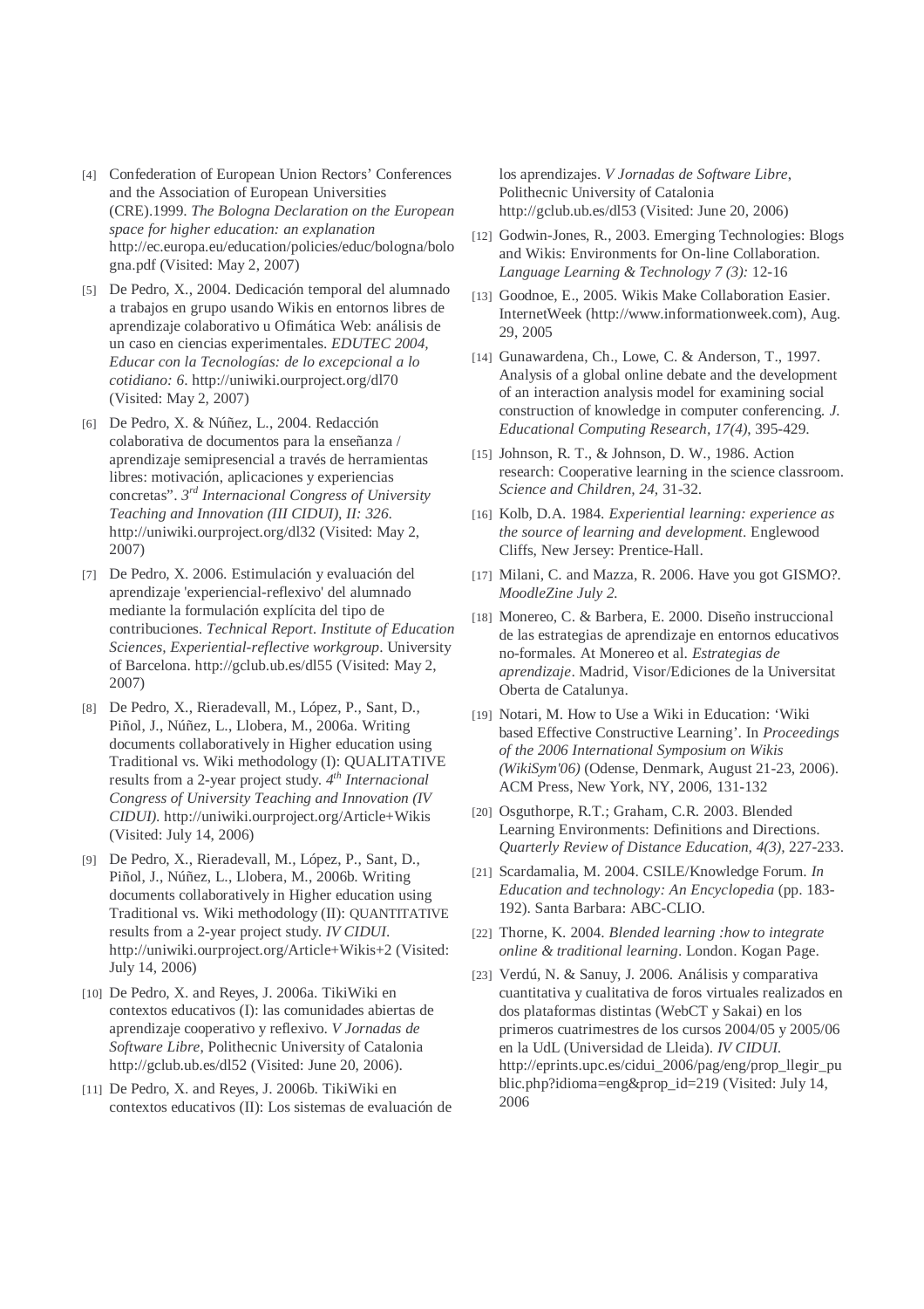[4] Confederation of European Union Rectors' Conferences and the Association of European Universities (CRE).1999. *The Bologna Declaration on the European space for higher education: an explanation* http://ec.europa.eu/education/policies/educ/bologna/bologna.pdf (Visited: May 2, 2007)

[5] De Pedro, X., 2004. Dedicación temporal del alumnado a trabajos en grupo usando Wikis en entornos libres de aprendizaje colaborativo u Ofimática Web: análisis de un caso en ciencias experimentales. *EDUTEC 2004, Educar con la Tecnologías: de lo excepcional a lo cotidiano: 6*. http://uniwiki.ourproject.org/dl70 (Visited: May 2, 2007)

[6] De Pedro, X. & Núñez, L., 2004. Redacción colaborativa de documentos para la enseñanza / aprendizaje semipresencial a través de herramientas libres: motivación, aplicaciones y experiencias concretas". *3rd Internacional Congress of University Teaching and Innovation (III CIDUI), II: 326*. http://uniwiki.ourproject.org/dl32 (Visited: May 2, 2007)

[7] De Pedro, X. 2006. Estimulación y evaluación del aprendizaje 'experiencial-reflexivo' del alumnado mediante la formulación explícita del tipo de contribuciones. *Technical Report. Institute of Education Sciences, Experiential-reflective workgroup*. University of Barcelona. http://gclub.ub.es/dl55 (Visited: May 2, 2007)

[8] De Pedro, X., Rieradevall, M., López, P., Sant, D., Piñol, J., Núñez, L., Llobera, M., 2006a. Writing documents collaboratively in Higher education using Traditional vs. Wiki methodology (I): QUALITATIVE results from a 2-year project study. *4th Internacional Congress of University Teaching and Innovation (IV CIDUI)*. http://uniwiki.ourproject.org/Article+Wikis (Visited: July 14, 2006)

[9] De Pedro, X., Rieradevall, M., López, P., Sant, D., Piñol, J., Núñez, L., Llobera, M., 2006b. Writing documents collaboratively in Higher education using Traditional vs. Wiki methodology (II): QUANTITATIVE results from a 2-year project study. *IV CIDUI*. http://uniwiki.ourproject.org/Article+Wikis+2 (Visited: July 14, 2006)

[10] De Pedro, X. and Reyes, J. 2006a. TikiWiki en contextos educativos (I): las comunidades abiertas de aprendizaje cooperativo y reflexivo. *V Jornadas de Software Libre*, Polithecnic University of Catalonia http://gclub.ub.es/dl52 (Visited: June 20, 2006).

[11] De Pedro, X. and Reyes, J. 2006b. TikiWiki en contextos educativos (II): Los sistemas de evaluación de los aprendizajes. *V Jornadas de Software Libre*, Polithecnic University of Catalonia http://gclub.ub.es/dl53 (Visited: June 20, 2006)

[12] Godwin-Jones, R., 2003. Emerging Technologies: Blogs and Wikis: Environments for On-line Collaboration. *Language Learning & Technology 7 (3):* 12-16

[13] Goodnoe, E., 2005. Wikis Make Collaboration Easier. InternetWeek (http://www.informationweek.com), Aug. 29, 2005

[14] Gunawardena, Ch., Lowe, C. & Anderson, T., 1997. Analysis of a global online debate and the development of an interaction analysis model for examining social construction of knowledge in computer conferencing. *J. Educational Computing Research, 17(4)*, 395-429.

[15] Johnson, R. T., & Johnson, D. W., 1986. Action research: Cooperative learning in the science classroom. *Science and Children, 24*, 31-32.

[16] Kolb, D.A. 1984. *Experiential learning: experience as the source of learning and development*. Englewood Cliffs, New Jersey: Prentice-Hall.

[17] Milani, C. and Mazza, R. 2006. Have you got GISMO?. *MoodleZine July 2.*

[18] Monereo, C. & Barbera, E. 2000. Diseño instruccional de las estrategias de aprendizaje en entornos educativos no-formales. At Monereo et al. *Estrategias de aprendizaje*. Madrid, Visor/Ediciones de la Universitat Oberta de Catalunya.

[19] Notari, M. How to Use a Wiki in Education: 'Wiki based Effective Constructive Learning'. In *Proceedings of the 2006 International Symposium on Wikis (WikiSym'06)* (Odense, Denmark, August 21-23, 2006). ACM Press, New York, NY, 2006, 131-132

[20] Osguthorpe, R.T.; Graham, C.R. 2003. Blended Learning Environments: Definitions and Directions. *Quarterly Review of Distance Education, 4(3)*, 227-233.

[21] Scardamalia, M. 2004. CSILE/Knowledge Forum. *In Education and technology: An Encyclopedia* (pp. 183-192). Santa Barbara: ABC-CLIO.

[22] Thorne, K. 2004. *Blended learning :how to integrate online & traditional learning*. London. Kogan Page.

[23] Verdú, N. & Sanuy, J. 2006. Análisis y comparativa cuantitativa y cualitativa de foros virtuales realizados en dos plataformas distintas (WebCT y Sakai) en los primeros cuatrimestres de los cursos 2004/05 y 2005/06 en la UdL (Universidad de Lleida). *IV CIDUI*. http://eprints.upc.es/cidui_2006/pag/eng/prop_llegir_public.php?idioma=eng&prop_id=219 (Visited: July 14, 2006